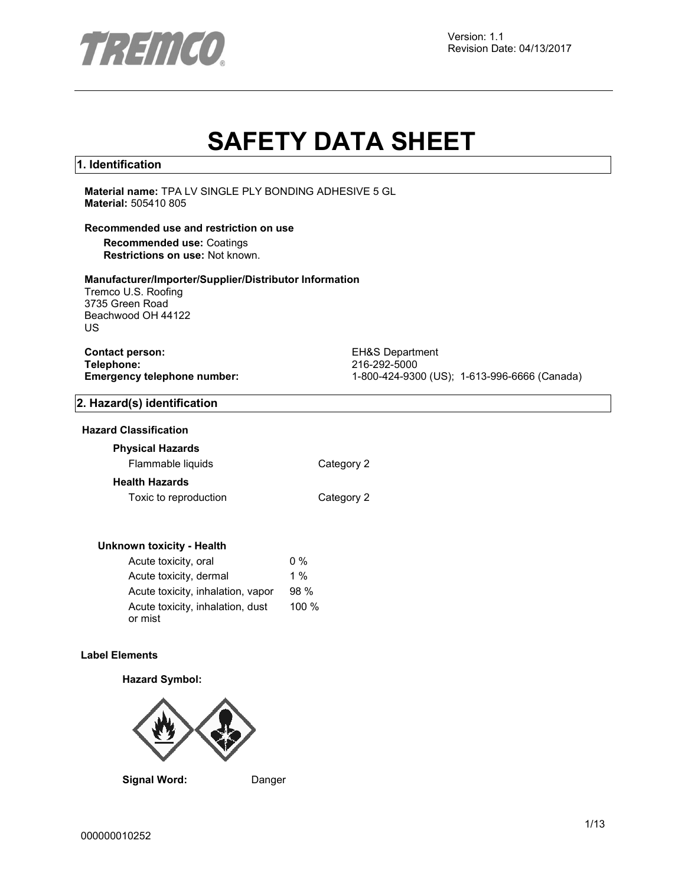Version: 1.1
Revision Date: 04/13/2017

# SAFETY DATA SHEET

## 1. Identification

**Material name:** TPA LV SINGLE PLY BONDING ADHESIVE 5 GL
**Material:** 505410 805

**Recommended use and restriction on use**

**Recommended use:** Coatings
**Restrictions on use:** Not known.

**Manufacturer/Importer/Supplier/Distributor Information**

Tremco U.S. Roofing
3735 Green Road
Beachwood OH 44122
US

| | |
|---|---|
| **Contact person:** | EH&S Department |
| **Telephone:** | 216-292-5000 |
| **Emergency telephone number:** | 1-800-424-9300 (US); 1-613-996-6666 (Canada) |

## 2. Hazard(s) identification

**Hazard Classification**

**Physical Hazards**

| | |
|---|---|
| Flammable liquids | Category 2 |

**Health Hazards**

| | |
|---|---|
| Toxic to reproduction | Category 2 |

**Unknown toxicity - Health**

| | |
|---|---|
| Acute toxicity, oral | 0 % |
| Acute toxicity, dermal | 1 % |
| Acute toxicity, inhalation, vapor | 98 % |
| Acute toxicity, inhalation, dust or mist | 100 % |

**Label Elements**

**Hazard Symbol:**

**Signal Word:** Danger

000000010252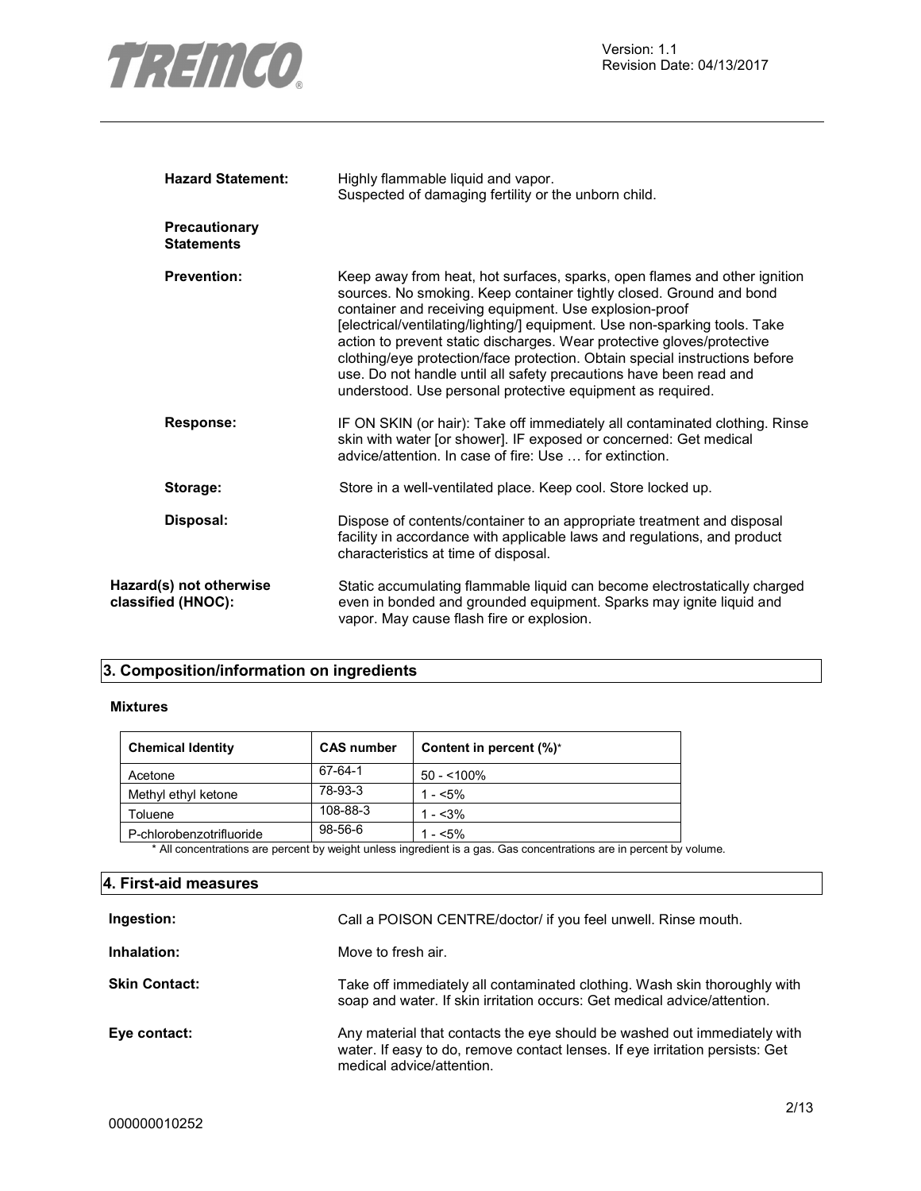**Hazard Statement:** Highly flammable liquid and vapor.
Suspected of damaging fertility or the unborn child.

**Precautionary Statements**

**Prevention:** Keep away from heat, hot surfaces, sparks, open flames and other ignition sources. No smoking. Keep container tightly closed. Ground and bond container and receiving equipment. Use explosion-proof [electrical/ventilating/lighting/] equipment. Use non-sparking tools. Take action to prevent static discharges. Wear protective gloves/protective clothing/eye protection/face protection. Obtain special instructions before use. Do not handle until all safety precautions have been read and understood. Use personal protective equipment as required.

**Response:** IF ON SKIN (or hair): Take off immediately all contaminated clothing. Rinse skin with water [or shower]. IF exposed or concerned: Get medical advice/attention. In case of fire: Use … for extinction.

**Storage:** Store in a well-ventilated place. Keep cool. Store locked up.

**Disposal:** Dispose of contents/container to an appropriate treatment and disposal facility in accordance with applicable laws and regulations, and product characteristics at time of disposal.

**Hazard(s) not otherwise classified (HNOC):** Static accumulating flammable liquid can become electrostatically charged even in bonded and grounded equipment. Sparks may ignite liquid and vapor. May cause flash fire or explosion.

## 3. Composition/information on ingredients

**Mixtures**

| Chemical Identity | CAS number | Content in percent (%)* |
|---|---|---|
| Acetone | 67-64-1 | 50 - <100% |
| Methyl ethyl ketone | 78-93-3 | 1 - <5% |
| Toluene | 108-88-3 | 1 - <3% |
| P-chlorobenzotrifluoride | 98-56-6 | 1 - <5% |

\* All concentrations are percent by weight unless ingredient is a gas. Gas concentrations are in percent by volume.

## 4. First-aid measures

**Ingestion:** Call a POISON CENTRE/doctor/ if you feel unwell. Rinse mouth.

**Inhalation:** Move to fresh air.

**Skin Contact:** Take off immediately all contaminated clothing. Wash skin thoroughly with soap and water. If skin irritation occurs: Get medical advice/attention.

**Eye contact:** Any material that contacts the eye should be washed out immediately with water. If easy to do, remove contact lenses. If eye irritation persists: Get medical advice/attention.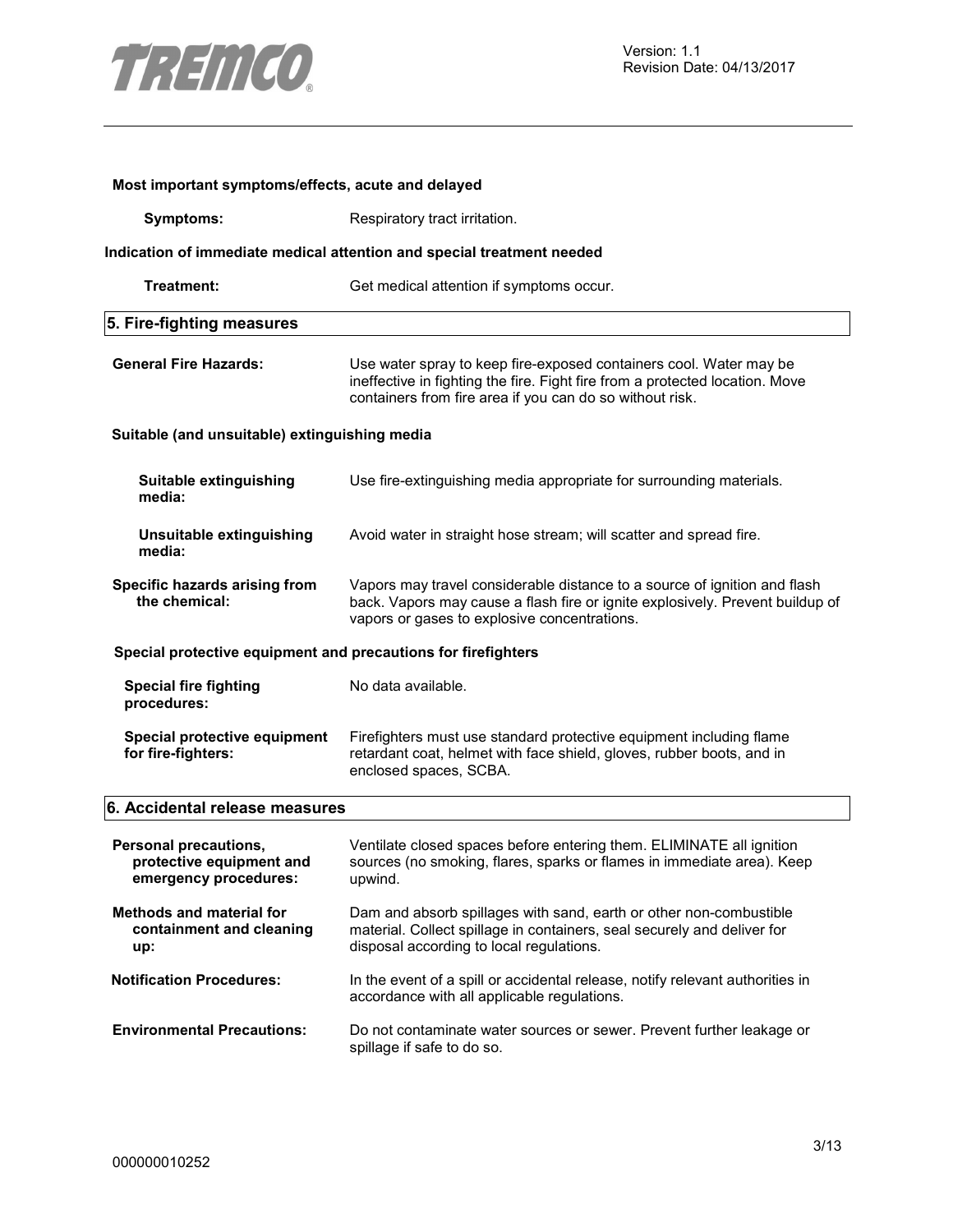**Most important symptoms/effects, acute and delayed**

**Symptoms:** Respiratory tract irritation.

**Indication of immediate medical attention and special treatment needed**

**Treatment:** Get medical attention if symptoms occur.

## 5. Fire-fighting measures

**General Fire Hazards:** Use water spray to keep fire-exposed containers cool. Water may be ineffective in fighting the fire. Fight fire from a protected location. Move containers from fire area if you can do so without risk.

**Suitable (and unsuitable) extinguishing media**

**Suitable extinguishing media:** Use fire-extinguishing media appropriate for surrounding materials.

**Unsuitable extinguishing media:** Avoid water in straight hose stream; will scatter and spread fire.

**Specific hazards arising from the chemical:** Vapors may travel considerable distance to a source of ignition and flash back. Vapors may cause a flash fire or ignite explosively. Prevent buildup of vapors or gases to explosive concentrations.

**Special protective equipment and precautions for firefighters**

**Special fire fighting procedures:** No data available.

**Special protective equipment for fire-fighters:** Firefighters must use standard protective equipment including flame retardant coat, helmet with face shield, gloves, rubber boots, and in enclosed spaces, SCBA.

## 6. Accidental release measures

**Personal precautions, protective equipment and emergency procedures:** Ventilate closed spaces before entering them. ELIMINATE all ignition sources (no smoking, flares, sparks or flames in immediate area). Keep upwind.

**Methods and material for containment and cleaning up:** Dam and absorb spillages with sand, earth or other non-combustible material. Collect spillage in containers, seal securely and deliver for disposal according to local regulations.

**Notification Procedures:** In the event of a spill or accidental release, notify relevant authorities in accordance with all applicable regulations.

**Environmental Precautions:** Do not contaminate water sources or sewer. Prevent further leakage or spillage if safe to do so.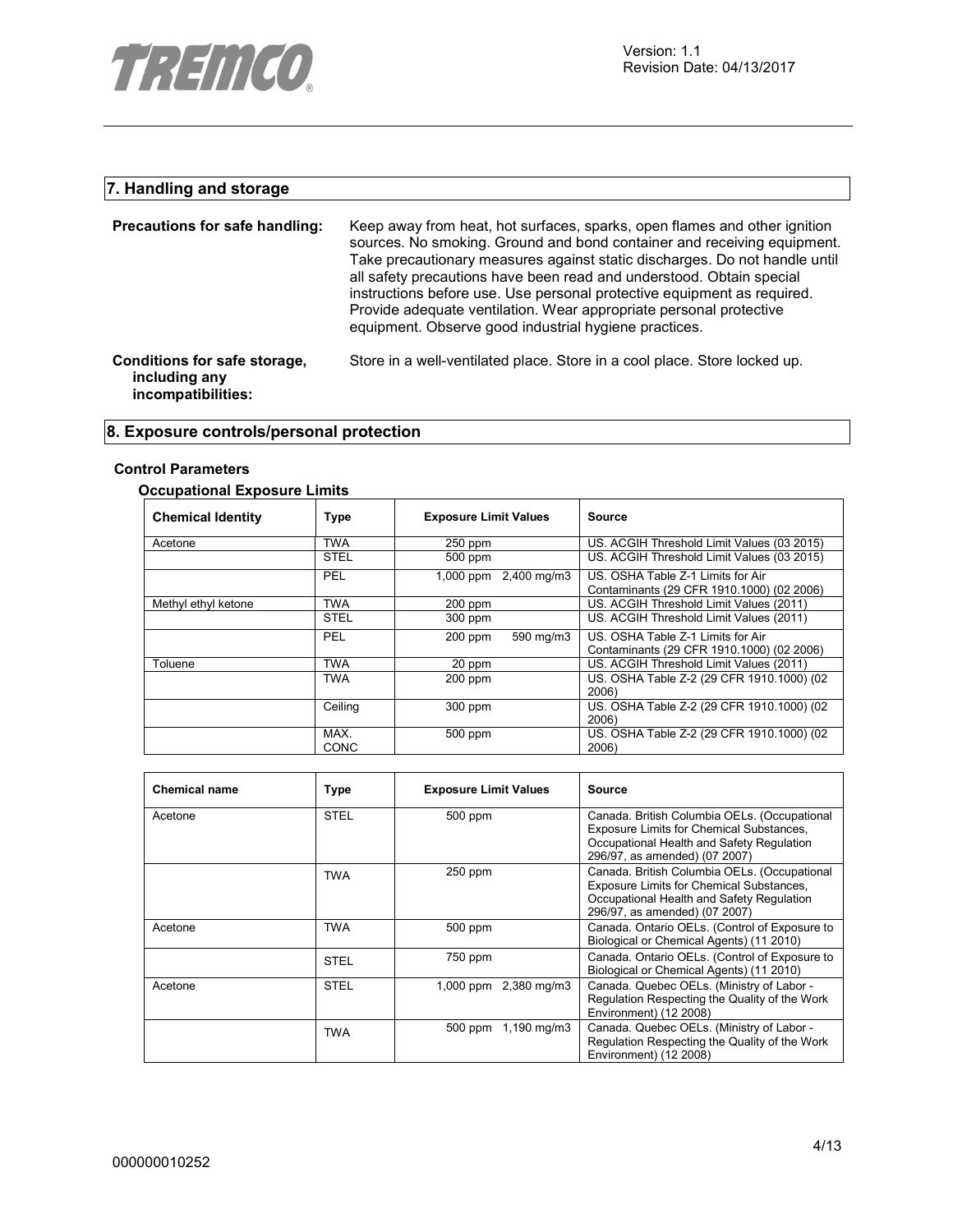## 7. Handling and storage

**Precautions for safe handling:** Keep away from heat, hot surfaces, sparks, open flames and other ignition sources. No smoking. Ground and bond container and receiving equipment. Take precautionary measures against static discharges. Do not handle until all safety precautions have been read and understood. Obtain special instructions before use. Use personal protective equipment as required. Provide adequate ventilation. Wear appropriate personal protective equipment. Observe good industrial hygiene practices.

**Conditions for safe storage, including any incompatibilities:** Store in a well-ventilated place. Store in a cool place. Store locked up.

## 8. Exposure controls/personal protection

### Control Parameters

#### Occupational Exposure Limits

| Chemical Identity | Type | Exposure Limit Values | Source |
|---|---|---|---|
| Acetone | TWA | 250 ppm | US. ACGIH Threshold Limit Values (03 2015) |
| | STEL | 500 ppm | US. ACGIH Threshold Limit Values (03 2015) |
| | PEL | 1,000 ppm 2,400 mg/m3 | US. OSHA Table Z-1 Limits for Air Contaminants (29 CFR 1910.1000) (02 2006) |
| Methyl ethyl ketone | TWA | 200 ppm | US. ACGIH Threshold Limit Values (2011) |
| | STEL | 300 ppm | US. ACGIH Threshold Limit Values (2011) |
| | PEL | 200 ppm 590 mg/m3 | US. OSHA Table Z-1 Limits for Air Contaminants (29 CFR 1910.1000) (02 2006) |
| Toluene | TWA | 20 ppm | US. ACGIH Threshold Limit Values (2011) |
| | TWA | 200 ppm | US. OSHA Table Z-2 (29 CFR 1910.1000) (02 2006) |
| | Ceiling | 300 ppm | US. OSHA Table Z-2 (29 CFR 1910.1000) (02 2006) |
| | MAX. CONC | 500 ppm | US. OSHA Table Z-2 (29 CFR 1910.1000) (02 2006) |

| Chemical name | Type | Exposure Limit Values | Source |
|---|---|---|---|
| Acetone | STEL | 500 ppm | Canada. British Columbia OELs. (Occupational Exposure Limits for Chemical Substances, Occupational Health and Safety Regulation 296/97, as amended) (07 2007) |
| | TWA | 250 ppm | Canada. British Columbia OELs. (Occupational Exposure Limits for Chemical Substances, Occupational Health and Safety Regulation 296/97, as amended) (07 2007) |
| Acetone | TWA | 500 ppm | Canada. Ontario OELs. (Control of Exposure to Biological or Chemical Agents) (11 2010) |
| | STEL | 750 ppm | Canada. Ontario OELs. (Control of Exposure to Biological or Chemical Agents) (11 2010) |
| Acetone | STEL | 1,000 ppm 2,380 mg/m3 | Canada. Quebec OELs. (Ministry of Labor - Regulation Respecting the Quality of the Work Environment) (12 2008) |
| | TWA | 500 ppm 1,190 mg/m3 | Canada. Quebec OELs. (Ministry of Labor - Regulation Respecting the Quality of the Work Environment) (12 2008) |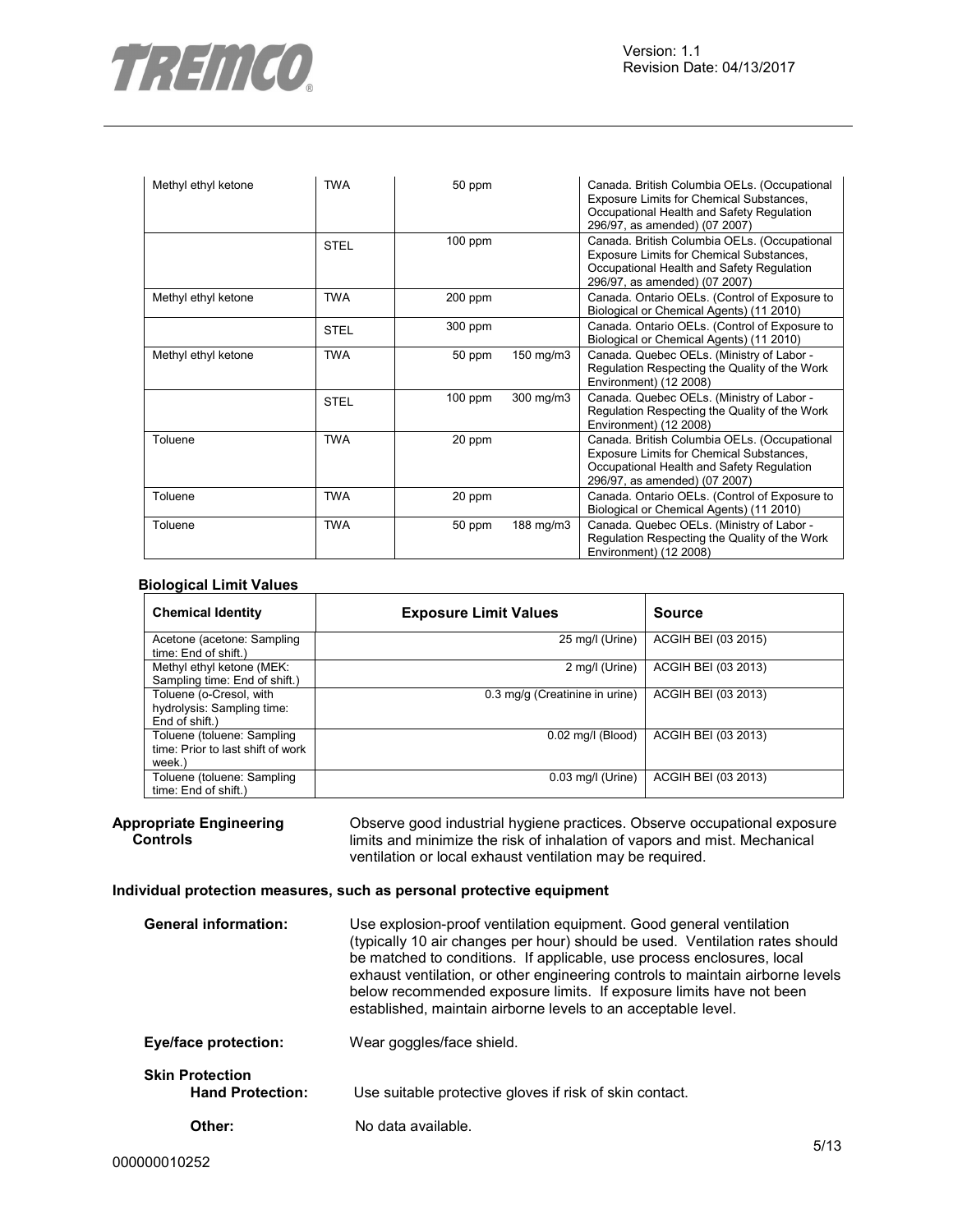| | | | | |
|---|---|---|---|---|
| Methyl ethyl ketone | TWA | 50 ppm | | Canada. British Columbia OELs. (Occupational Exposure Limits for Chemical Substances, Occupational Health and Safety Regulation 296/97, as amended) (07 2007) |
| | STEL | 100 ppm | | Canada. British Columbia OELs. (Occupational Exposure Limits for Chemical Substances, Occupational Health and Safety Regulation 296/97, as amended) (07 2007) |
| Methyl ethyl ketone | TWA | 200 ppm | | Canada. Ontario OELs. (Control of Exposure to Biological or Chemical Agents) (11 2010) |
| | STEL | 300 ppm | | Canada. Ontario OELs. (Control of Exposure to Biological or Chemical Agents) (11 2010) |
| Methyl ethyl ketone | TWA | 50 ppm | 150 mg/m3 | Canada. Quebec OELs. (Ministry of Labor - Regulation Respecting the Quality of the Work Environment) (12 2008) |
| | STEL | 100 ppm | 300 mg/m3 | Canada. Quebec OELs. (Ministry of Labor - Regulation Respecting the Quality of the Work Environment) (12 2008) |
| Toluene | TWA | 20 ppm | | Canada. British Columbia OELs. (Occupational Exposure Limits for Chemical Substances, Occupational Health and Safety Regulation 296/97, as amended) (07 2007) |
| Toluene | TWA | 20 ppm | | Canada. Ontario OELs. (Control of Exposure to Biological or Chemical Agents) (11 2010) |
| Toluene | TWA | 50 ppm | 188 mg/m3 | Canada. Quebec OELs. (Ministry of Labor - Regulation Respecting the Quality of the Work Environment) (12 2008) |

**Biological Limit Values**

| Chemical Identity | Exposure Limit Values | Source |
|---|---|---|
| Acetone (acetone: Sampling time: End of shift.) | 25 mg/l (Urine) | ACGIH BEI (03 2015) |
| Methyl ethyl ketone (MEK: Sampling time: End of shift.) | 2 mg/l (Urine) | ACGIH BEI (03 2013) |
| Toluene (o-Cresol, with hydrolysis: Sampling time: End of shift.) | 0.3 mg/g (Creatinine in urine) | ACGIH BEI (03 2013) |
| Toluene (toluene: Sampling time: Prior to last shift of work week.) | 0.02 mg/l (Blood) | ACGIH BEI (03 2013) |
| Toluene (toluene: Sampling time: End of shift.) | 0.03 mg/l (Urine) | ACGIH BEI (03 2013) |

**Appropriate Engineering Controls:** Observe good industrial hygiene practices. Observe occupational exposure limits and minimize the risk of inhalation of vapors and mist. Mechanical ventilation or local exhaust ventilation may be required.

**Individual protection measures, such as personal protective equipment**

**General information:** Use explosion-proof ventilation equipment. Good general ventilation (typically 10 air changes per hour) should be used. Ventilation rates should be matched to conditions. If applicable, use process enclosures, local exhaust ventilation, or other engineering controls to maintain airborne levels below recommended exposure limits. If exposure limits have not been established, maintain airborne levels to an acceptable level.

**Eye/face protection:** Wear goggles/face shield.

**Skin Protection**

**Hand Protection:** Use suitable protective gloves if risk of skin contact.

**Other:** No data available.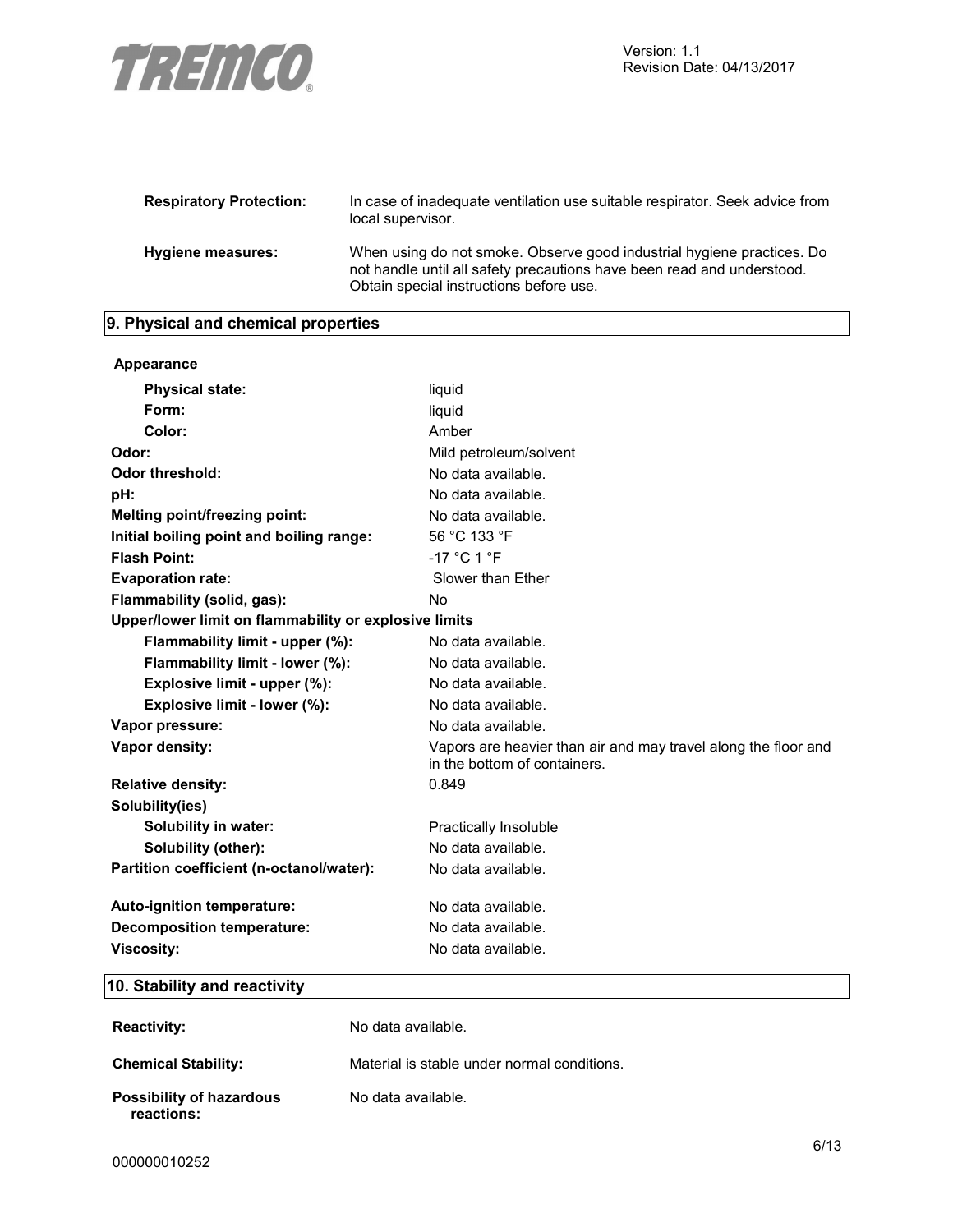| | |
|---|---|
| **Respiratory Protection:** | In case of inadequate ventilation use suitable respirator. Seek advice from local supervisor. |
| **Hygiene measures:** | When using do not smoke. Observe good industrial hygiene practices. Do not handle until all safety precautions have been read and understood. Obtain special instructions before use. |

## 9. Physical and chemical properties

| | |
|---|---|
| **Appearance** | |
| **Physical state:** | liquid |
| **Form:** | liquid |
| **Color:** | Amber |
| **Odor:** | Mild petroleum/solvent |
| **Odor threshold:** | No data available. |
| **pH:** | No data available. |
| **Melting point/freezing point:** | No data available. |
| **Initial boiling point and boiling range:** | 56 °C 133 °F |
| **Flash Point:** | -17 °C 1 °F |
| **Evaporation rate:** | Slower than Ether |
| **Flammability (solid, gas):** | No |
| **Upper/lower limit on flammability or explosive limits** | |
| **Flammability limit - upper (%):** | No data available. |
| **Flammability limit - lower (%):** | No data available. |
| **Explosive limit - upper (%):** | No data available. |
| **Explosive limit - lower (%):** | No data available. |
| **Vapor pressure:** | No data available. |
| **Vapor density:** | Vapors are heavier than air and may travel along the floor and in the bottom of containers. |
| **Relative density:** | 0.849 |
| **Solubility(ies)** | |
| **Solubility in water:** | Practically Insoluble |
| **Solubility (other):** | No data available. |
| **Partition coefficient (n-octanol/water):** | No data available. |
| **Auto-ignition temperature:** | No data available. |
| **Decomposition temperature:** | No data available. |
| **Viscosity:** | No data available. |

## 10. Stability and reactivity

| | |
|---|---|
| **Reactivity:** | No data available. |
| **Chemical Stability:** | Material is stable under normal conditions. |
| **Possibility of hazardous reactions:** | No data available. |

000000010252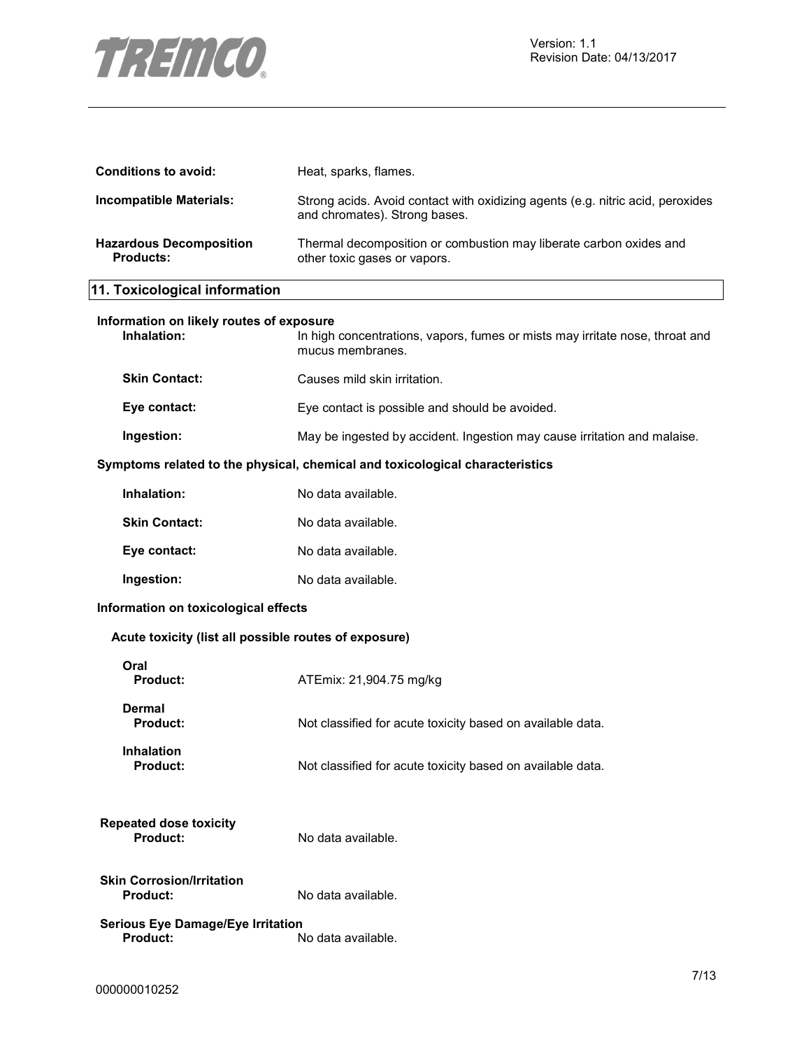**Conditions to avoid:** Heat, sparks, flames.

**Incompatible Materials:** Strong acids. Avoid contact with oxidizing agents (e.g. nitric acid, peroxides and chromates). Strong bases.

**Hazardous Decomposition Products:** Thermal decomposition or combustion may liberate carbon oxides and other toxic gases or vapors.

## 11. Toxicological information

**Information on likely routes of exposure**

**Inhalation:** In high concentrations, vapors, fumes or mists may irritate nose, throat and mucus membranes.

**Skin Contact:** Causes mild skin irritation.

**Eye contact:** Eye contact is possible and should be avoided.

**Ingestion:** May be ingested by accident. Ingestion may cause irritation and malaise.

**Symptoms related to the physical, chemical and toxicological characteristics**

**Inhalation:** No data available.

**Skin Contact:** No data available.

**Eye contact:** No data available.

**Ingestion:** No data available.

**Information on toxicological effects**

**Acute toxicity (list all possible routes of exposure)**

**Oral**
**Product:** ATEmix: 21,904.75 mg/kg

**Dermal**
**Product:** Not classified for acute toxicity based on available data.

**Inhalation**
**Product:** Not classified for acute toxicity based on available data.

**Repeated dose toxicity**
**Product:** No data available.

**Skin Corrosion/Irritation**
**Product:** No data available.

**Serious Eye Damage/Eye Irritation**
**Product:** No data available.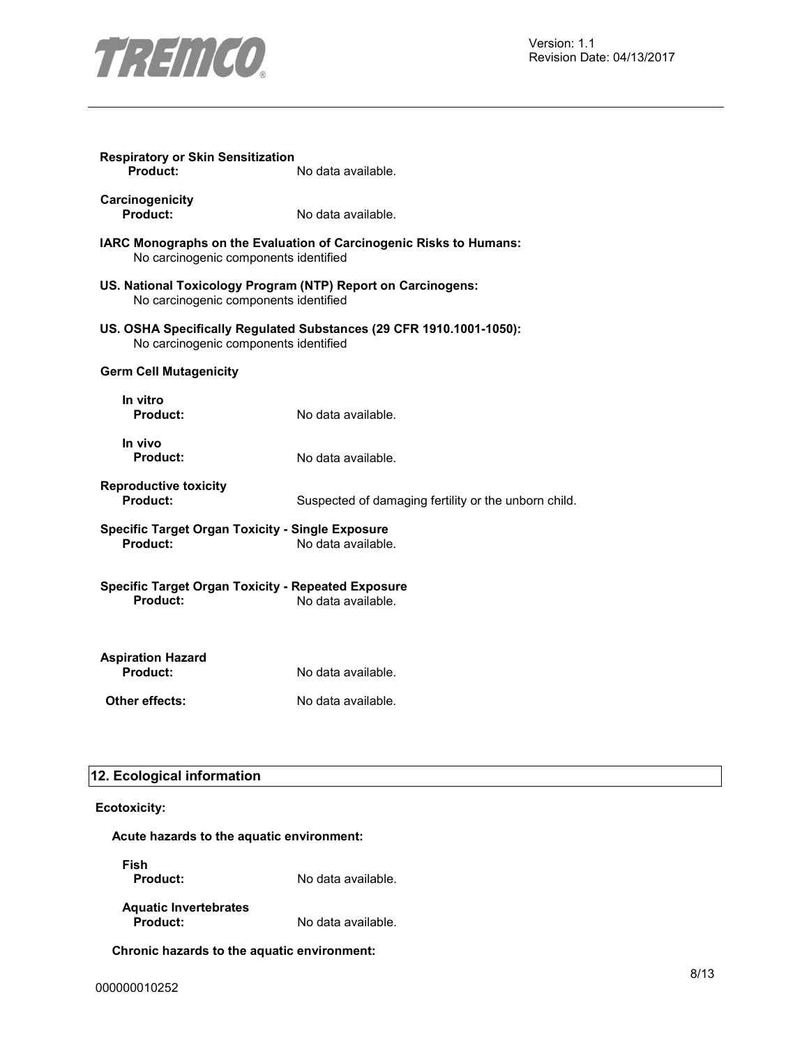**Respiratory or Skin Sensitization**

**Product:** No data available.

**Carcinogenicity**

**Product:** No data available.

**IARC Monographs on the Evaluation of Carcinogenic Risks to Humans:**
No carcinogenic components identified

**US. National Toxicology Program (NTP) Report on Carcinogens:**
No carcinogenic components identified

**US. OSHA Specifically Regulated Substances (29 CFR 1910.1001-1050):**
No carcinogenic components identified

**Germ Cell Mutagenicity**

**In vitro**

**Product:** No data available.

**In vivo**

**Product:** No data available.

**Reproductive toxicity**

**Product:** Suspected of damaging fertility or the unborn child.

**Specific Target Organ Toxicity - Single Exposure**

**Product:** No data available.

**Specific Target Organ Toxicity - Repeated Exposure**

**Product:** No data available.

**Aspiration Hazard**

**Product:** No data available.

**Other effects:** No data available.

## 12. Ecological information

**Ecotoxicity:**

**Acute hazards to the aquatic environment:**

**Fish**

**Product:** No data available.

**Aquatic Invertebrates**

**Product:** No data available.

**Chronic hazards to the aquatic environment:**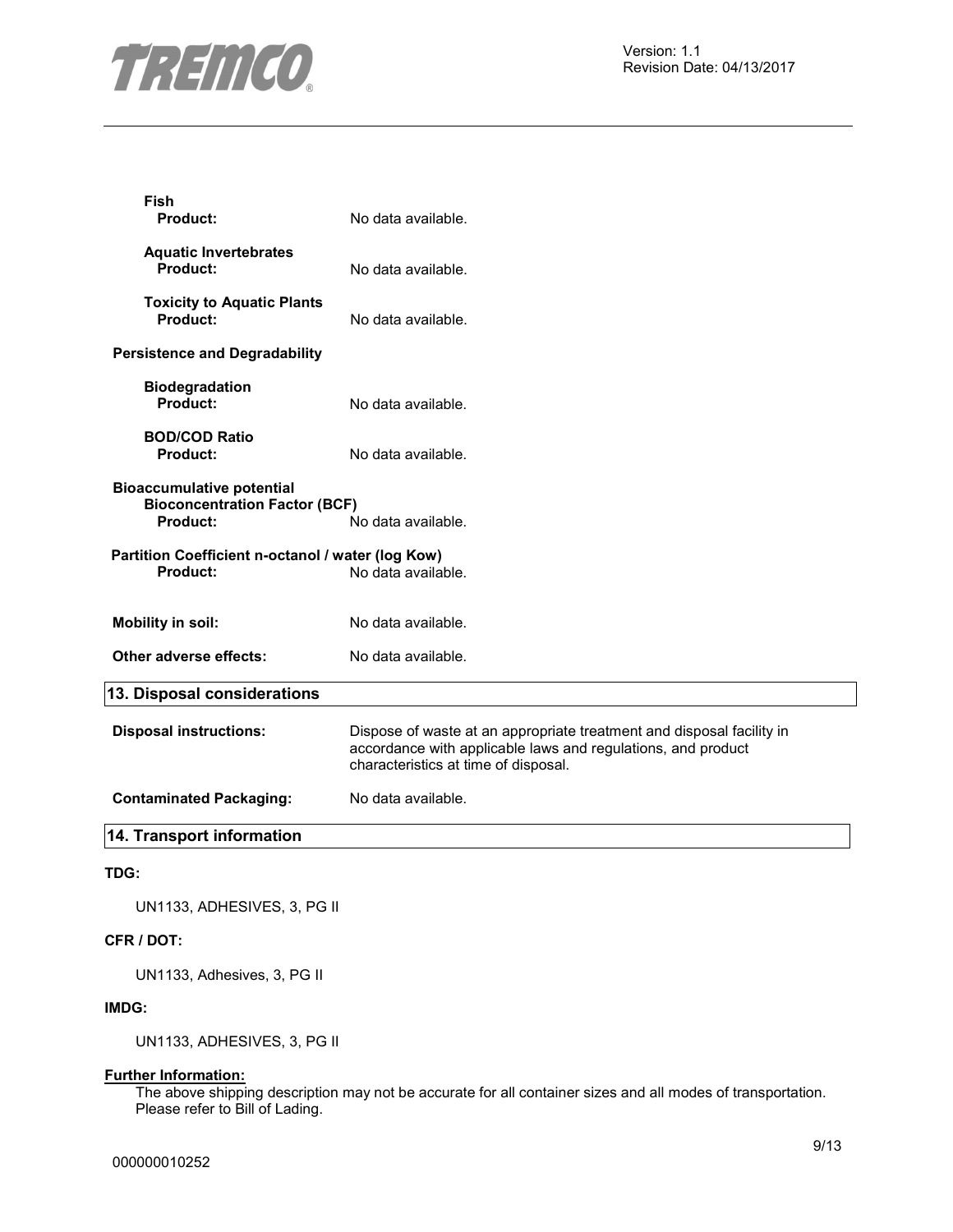**Fish**

**Product:** No data available.

**Aquatic Invertebrates**

**Product:** No data available.

**Toxicity to Aquatic Plants**

**Product:** No data available.

**Persistence and Degradability**

**Biodegradation**

**Product:** No data available.

**BOD/COD Ratio**

**Product:** No data available.

**Bioaccumulative potential**

**Bioconcentration Factor (BCF)**

**Product:** No data available.

**Partition Coefficient n-octanol / water (log Kow)**

**Product:** No data available.

**Mobility in soil:** No data available.

**Other adverse effects:** No data available.

## 13. Disposal considerations

**Disposal instructions:** Dispose of waste at an appropriate treatment and disposal facility in accordance with applicable laws and regulations, and product characteristics at time of disposal.

**Contaminated Packaging:** No data available.

## 14. Transport information

**TDG:**

UN1133, ADHESIVES, 3, PG II

**CFR / DOT:**

UN1133, Adhesives, 3, PG II

**IMDG:**

UN1133, ADHESIVES, 3, PG II

**Further Information:**

The above shipping description may not be accurate for all container sizes and all modes of transportation. Please refer to Bill of Lading.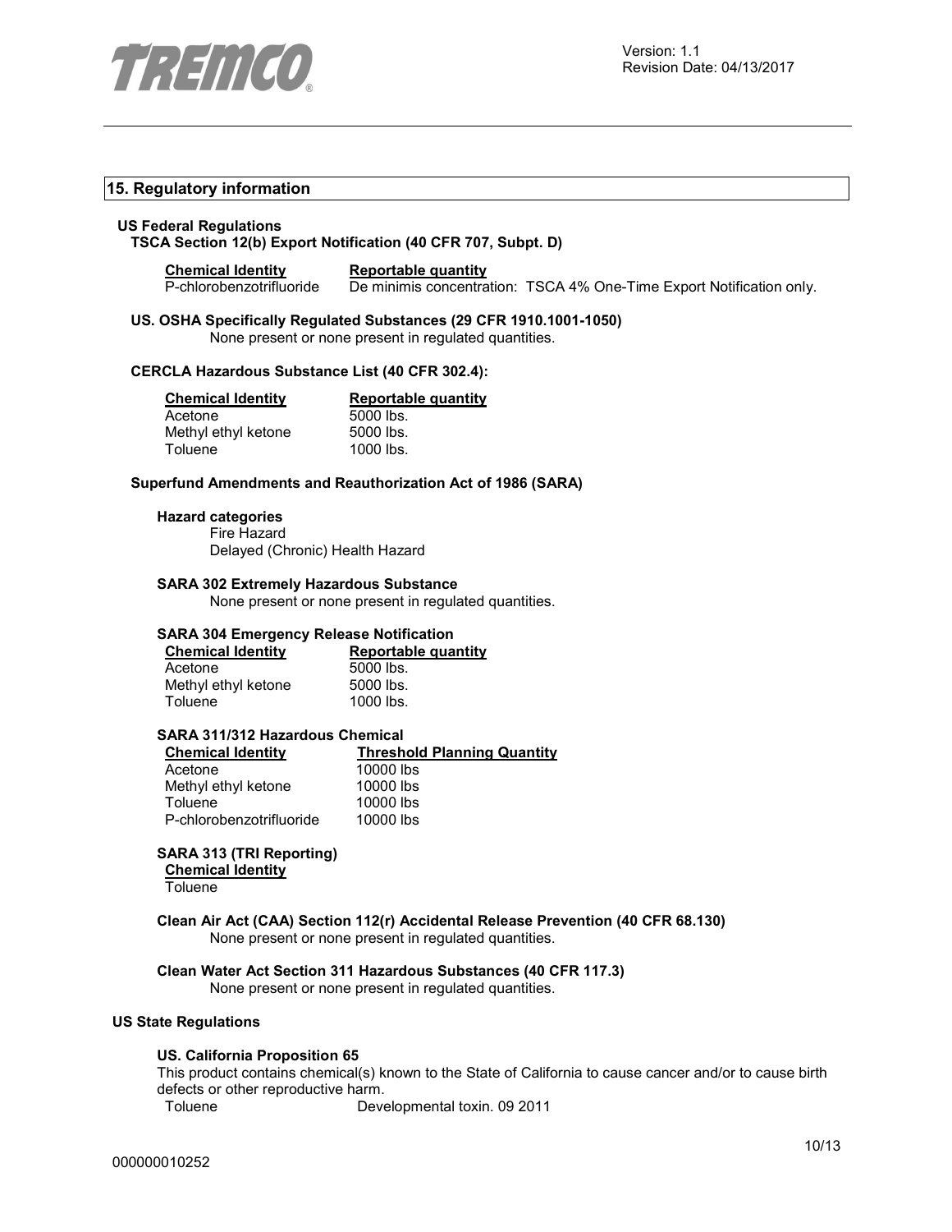## 15. Regulatory information

### US Federal Regulations

**TSCA Section 12(b) Export Notification (40 CFR 707, Subpt. D)**

| Chemical Identity | Reportable quantity |
| --- | --- |
| P-chlorobenzotrifluoride | De minimis concentration: TSCA 4% One-Time Export Notification only. |

**US. OSHA Specifically Regulated Substances (29 CFR 1910.1001-1050)**

None present or none present in regulated quantities.

**CERCLA Hazardous Substance List (40 CFR 302.4):**

| Chemical Identity | Reportable quantity |
| --- | --- |
| Acetone | 5000 lbs. |
| Methyl ethyl ketone | 5000 lbs. |
| Toluene | 1000 lbs. |

**Superfund Amendments and Reauthorization Act of 1986 (SARA)**

**Hazard categories**

Fire Hazard
Delayed (Chronic) Health Hazard

**SARA 302 Extremely Hazardous Substance**

None present or none present in regulated quantities.

**SARA 304 Emergency Release Notification**

| Chemical Identity | Reportable quantity |
| --- | --- |
| Acetone | 5000 lbs. |
| Methyl ethyl ketone | 5000 lbs. |
| Toluene | 1000 lbs. |

**SARA 311/312 Hazardous Chemical**

| Chemical Identity | Threshold Planning Quantity |
| --- | --- |
| Acetone | 10000 lbs |
| Methyl ethyl ketone | 10000 lbs |
| Toluene | 10000 lbs |
| P-chlorobenzotrifluoride | 10000 lbs |

**SARA 313 (TRI Reporting)**

| Chemical Identity |
| --- |
| Toluene |

**Clean Air Act (CAA) Section 112(r) Accidental Release Prevention (40 CFR 68.130)**

None present or none present in regulated quantities.

**Clean Water Act Section 311 Hazardous Substances (40 CFR 117.3)**

None present or none present in regulated quantities.

### US State Regulations

**US. California Proposition 65**

This product contains chemical(s) known to the State of California to cause cancer and/or to cause birth defects or other reproductive harm.

| | |
| --- | --- |
| Toluene | Developmental toxin. 09 2011 |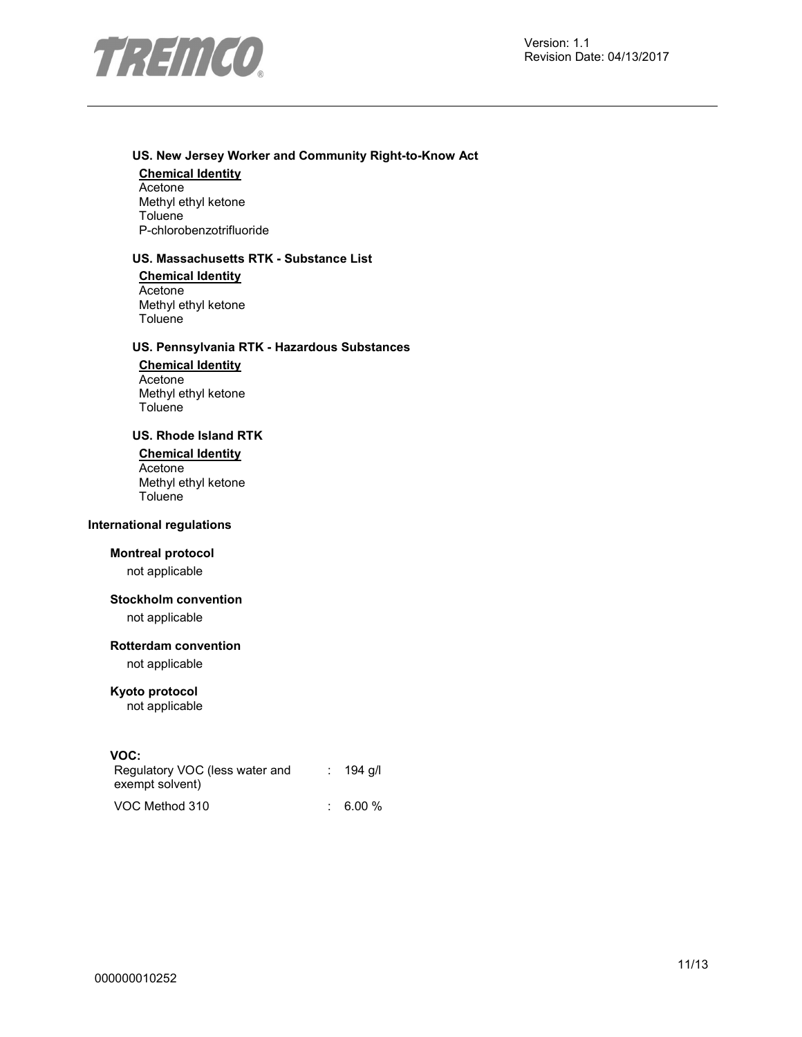#### US. New Jersey Worker and Community Right-to-Know Act

**Chemical Identity**
Acetone
Methyl ethyl ketone
Toluene
P-chlorobenzotrifluoride

#### US. Massachusetts RTK - Substance List

**Chemical Identity**
Acetone
Methyl ethyl ketone
Toluene

#### US. Pennsylvania RTK - Hazardous Substances

**Chemical Identity**
Acetone
Methyl ethyl ketone
Toluene

#### US. Rhode Island RTK

**Chemical Identity**
Acetone
Methyl ethyl ketone
Toluene

### International regulations

#### Montreal protocol

not applicable

#### Stockholm convention

not applicable

#### Rotterdam convention

not applicable

#### Kyoto protocol

not applicable

#### VOC:

| | | |
|---|---|---|
| Regulatory VOC (less water and exempt solvent) | : | 194 g/l |
| VOC Method 310 | : | 6.00 % |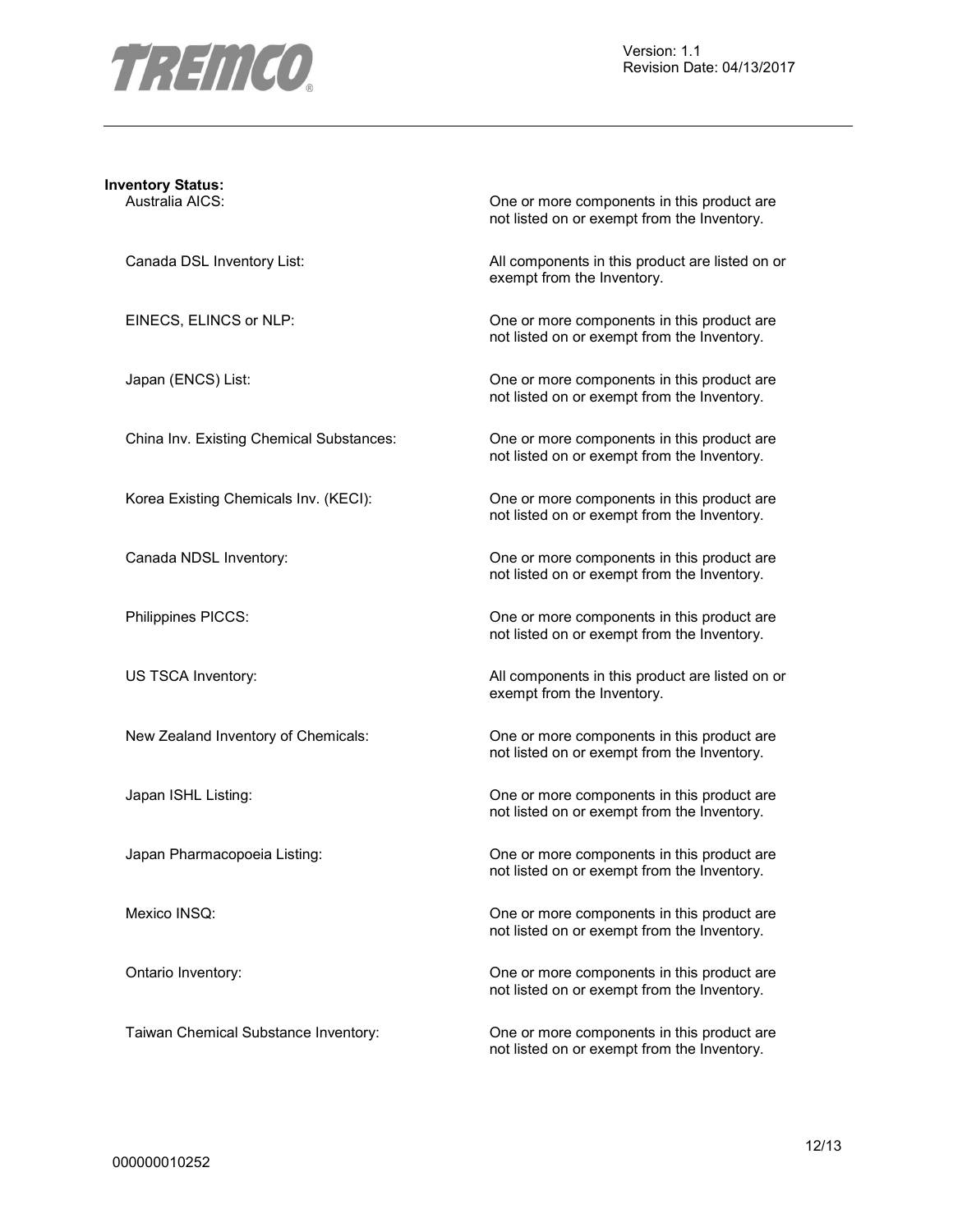**Inventory Status:**

| | |
|---|---|
| Australia AICS: | One or more components in this product are not listed on or exempt from the Inventory. |
| Canada DSL Inventory List: | All components in this product are listed on or exempt from the Inventory. |
| EINECS, ELINCS or NLP: | One or more components in this product are not listed on or exempt from the Inventory. |
| Japan (ENCS) List: | One or more components in this product are not listed on or exempt from the Inventory. |
| China Inv. Existing Chemical Substances: | One or more components in this product are not listed on or exempt from the Inventory. |
| Korea Existing Chemicals Inv. (KECI): | One or more components in this product are not listed on or exempt from the Inventory. |
| Canada NDSL Inventory: | One or more components in this product are not listed on or exempt from the Inventory. |
| Philippines PICCS: | One or more components in this product are not listed on or exempt from the Inventory. |
| US TSCA Inventory: | All components in this product are listed on or exempt from the Inventory. |
| New Zealand Inventory of Chemicals: | One or more components in this product are not listed on or exempt from the Inventory. |
| Japan ISHL Listing: | One or more components in this product are not listed on or exempt from the Inventory. |
| Japan Pharmacopoeia Listing: | One or more components in this product are not listed on or exempt from the Inventory. |
| Mexico INSQ: | One or more components in this product are not listed on or exempt from the Inventory. |
| Ontario Inventory: | One or more components in this product are not listed on or exempt from the Inventory. |
| Taiwan Chemical Substance Inventory: | One or more components in this product are not listed on or exempt from the Inventory. |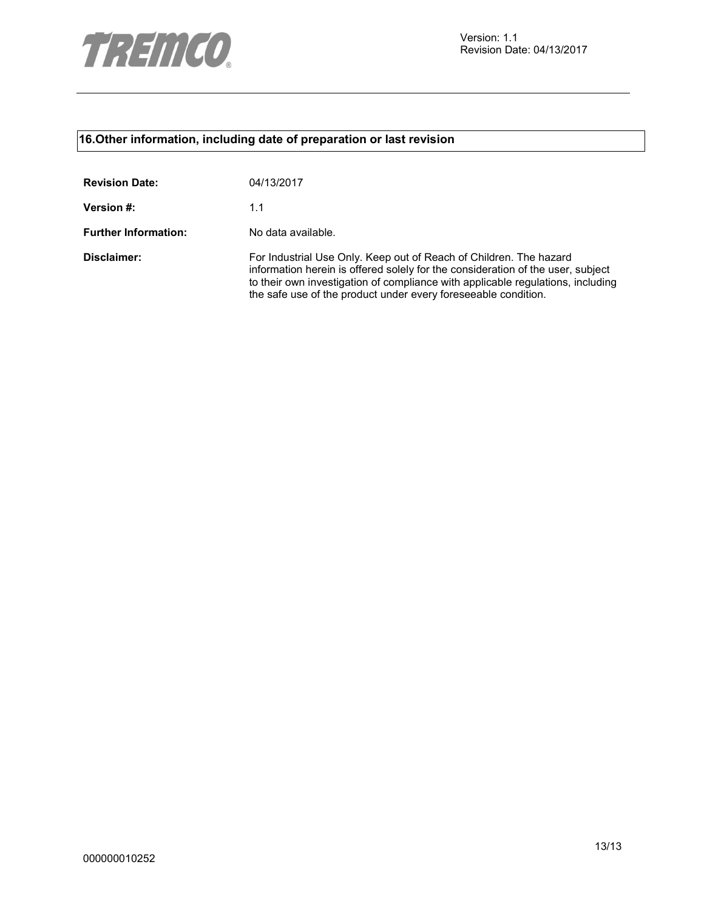## 16.Other information, including date of preparation or last revision

**Revision Date:** 04/13/2017

**Version #:** 1.1

**Further Information:** No data available.

**Disclaimer:** For Industrial Use Only. Keep out of Reach of Children. The hazard information herein is offered solely for the consideration of the user, subject to their own investigation of compliance with applicable regulations, including the safe use of the product under every foreseeable condition.